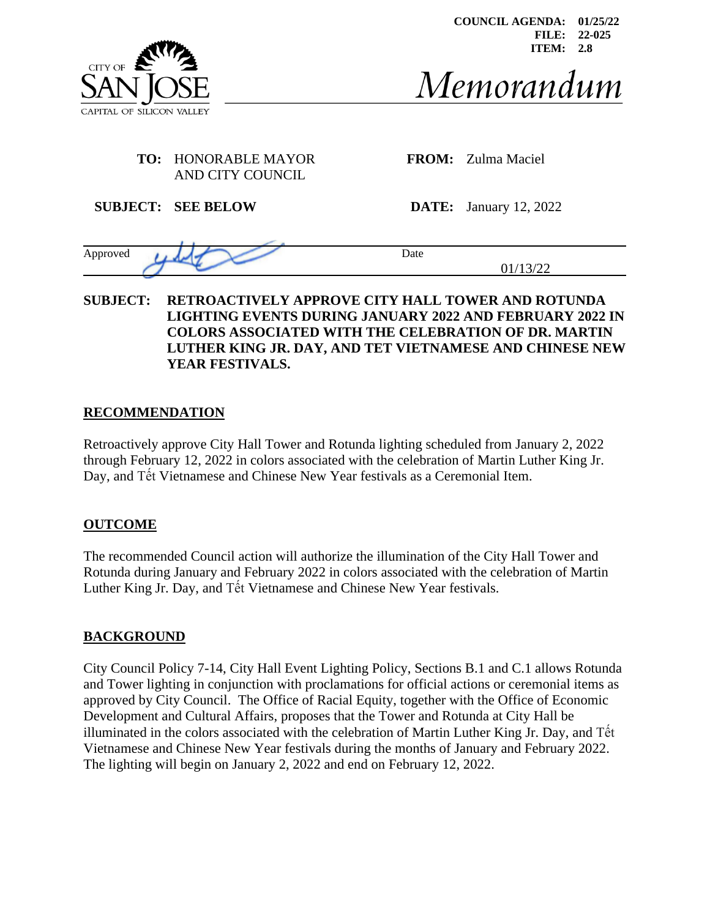COUNCIL AGENDA: 01/25/22
FILE: 22-025
ITEM: 2.8

CITY OF SAN JOSE
CAPITAL OF SILICON VALLEY

# Memorandum

**TO:** HONORABLE MAYOR AND CITY COUNCIL

**FROM:** Zulma Maciel

**SUBJECT:** **SEE BELOW**

**DATE:** January 12, 2022

Approved ________ Date 01/13/22

**SUBJECT: RETROACTIVELY APPROVE CITY HALL TOWER AND ROTUNDA LIGHTING EVENTS DURING JANUARY 2022 AND FEBRUARY 2022 IN COLORS ASSOCIATED WITH THE CELEBRATION OF DR. MARTIN LUTHER KING JR. DAY, AND TET VIETNAMESE AND CHINESE NEW YEAR FESTIVALS.**

## RECOMMENDATION

Retroactively approve City Hall Tower and Rotunda lighting scheduled from January 2, 2022 through February 12, 2022 in colors associated with the celebration of Martin Luther King Jr. Day, and Tết Vietnamese and Chinese New Year festivals as a Ceremonial Item.

## OUTCOME

The recommended Council action will authorize the illumination of the City Hall Tower and Rotunda during January and February 2022 in colors associated with the celebration of Martin Luther King Jr. Day, and Tết Vietnamese and Chinese New Year festivals.

## BACKGROUND

City Council Policy 7-14, City Hall Event Lighting Policy, Sections B.1 and C.1 allows Rotunda and Tower lighting in conjunction with proclamations for official actions or ceremonial items as approved by City Council. The Office of Racial Equity, together with the Office of Economic Development and Cultural Affairs, proposes that the Tower and Rotunda at City Hall be illuminated in the colors associated with the celebration of Martin Luther King Jr. Day, and Tết Vietnamese and Chinese New Year festivals during the months of January and February 2022. The lighting will begin on January 2, 2022 and end on February 12, 2022.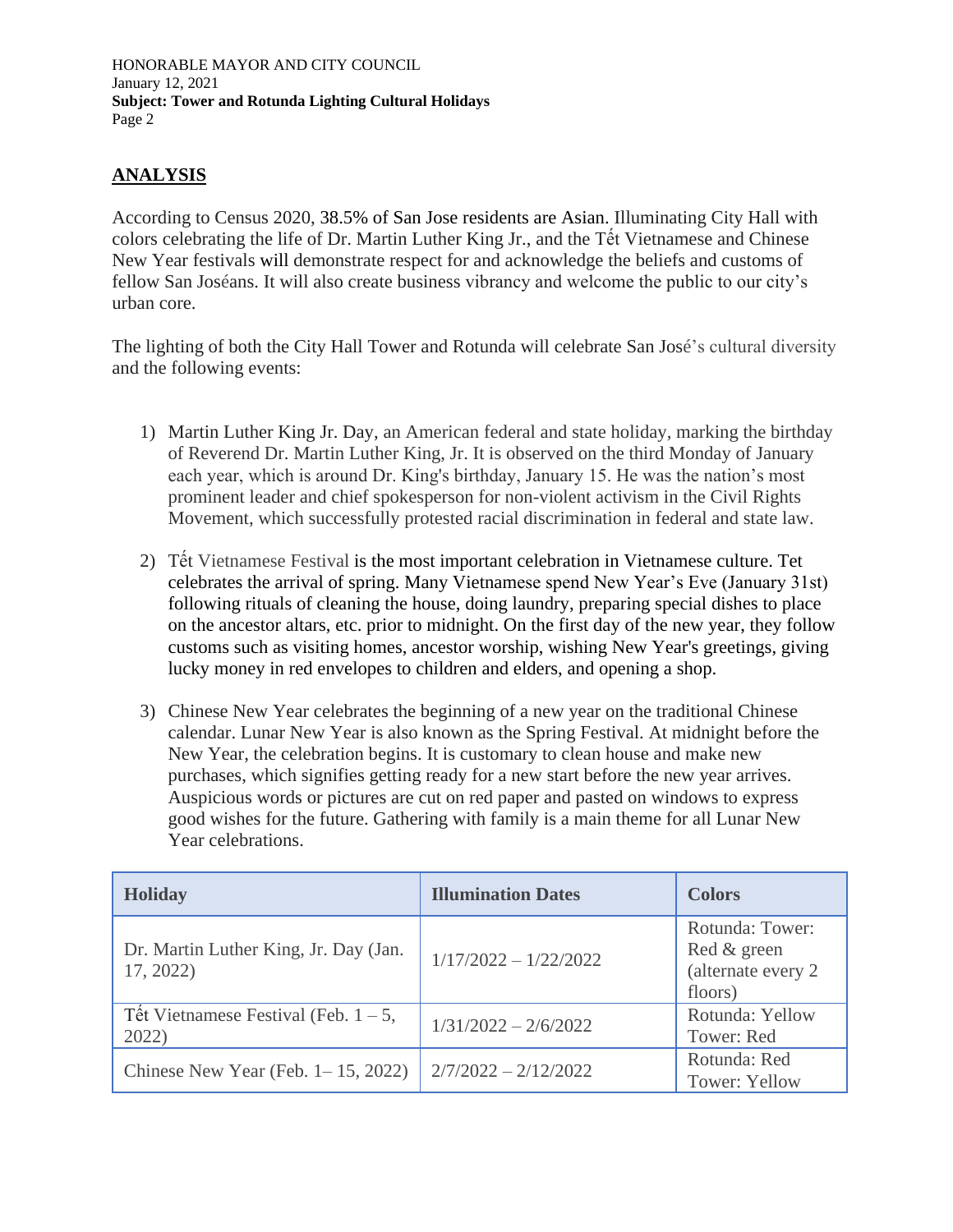## ANALYSIS

According to Census 2020, 38.5% of San Jose residents are Asian. Illuminating City Hall with colors celebrating the life of Dr. Martin Luther King Jr., and the Tết Vietnamese and Chinese New Year festivals will demonstrate respect for and acknowledge the beliefs and customs of fellow San Joséans. It will also create business vibrancy and welcome the public to our city's urban core.

The lighting of both the City Hall Tower and Rotunda will celebrate San José's cultural diversity and the following events:

1) Martin Luther King Jr. Day, an American federal and state holiday, marking the birthday of Reverend Dr. Martin Luther King, Jr. It is observed on the third Monday of January each year, which is around Dr. King's birthday, January 15. He was the nation's most prominent leader and chief spokesperson for non-violent activism in the Civil Rights Movement, which successfully protested racial discrimination in federal and state law.

2) Tết Vietnamese Festival is the most important celebration in Vietnamese culture. Tet celebrates the arrival of spring. Many Vietnamese spend New Year's Eve (January 31st) following rituals of cleaning the house, doing laundry, preparing special dishes to place on the ancestor altars, etc. prior to midnight. On the first day of the new year, they follow customs such as visiting homes, ancestor worship, wishing New Year's greetings, giving lucky money in red envelopes to children and elders, and opening a shop.

3) Chinese New Year celebrates the beginning of a new year on the traditional Chinese calendar. Lunar New Year is also known as the Spring Festival. At midnight before the New Year, the celebration begins. It is customary to clean house and make new purchases, which signifies getting ready for a new start before the new year arrives. Auspicious words or pictures are cut on red paper and pasted on windows to express good wishes for the future. Gathering with family is a main theme for all Lunar New Year celebrations.

| Holiday | Illumination Dates | Colors |
|---|---|---|
| Dr. Martin Luther King, Jr. Day (Jan. 17, 2022) | 1/17/2022 – 1/22/2022 | Rotunda: Tower: Red & green (alternate every 2 floors) |
| Tết Vietnamese Festival (Feb. 1 – 5, 2022) | 1/31/2022 – 2/6/2022 | Rotunda: Yellow Tower: Red |
| Chinese New Year (Feb. 1– 15, 2022) | 2/7/2022 – 2/12/2022 | Rotunda: Red Tower: Yellow |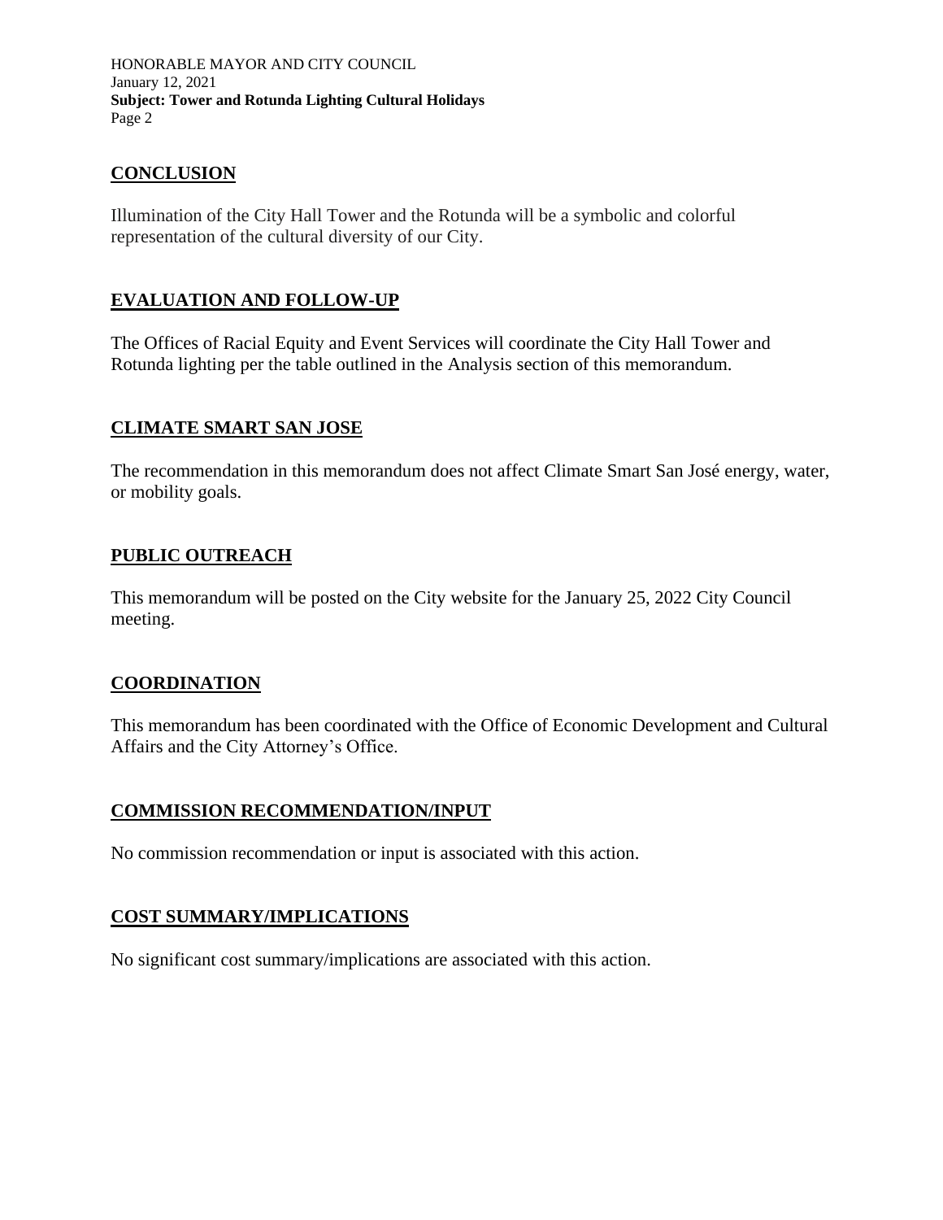## CONCLUSION

Illumination of the City Hall Tower and the Rotunda will be a symbolic and colorful representation of the cultural diversity of our City.

## EVALUATION AND FOLLOW-UP

The Offices of Racial Equity and Event Services will coordinate the City Hall Tower and Rotunda lighting per the table outlined in the Analysis section of this memorandum.

## CLIMATE SMART SAN JOSE

The recommendation in this memorandum does not affect Climate Smart San José energy, water, or mobility goals.

## PUBLIC OUTREACH

This memorandum will be posted on the City website for the January 25, 2022 City Council meeting.

## COORDINATION

This memorandum has been coordinated with the Office of Economic Development and Cultural Affairs and the City Attorney's Office.

## COMMISSION RECOMMENDATION/INPUT

No commission recommendation or input is associated with this action.

## COST SUMMARY/IMPLICATIONS

No significant cost summary/implications are associated with this action.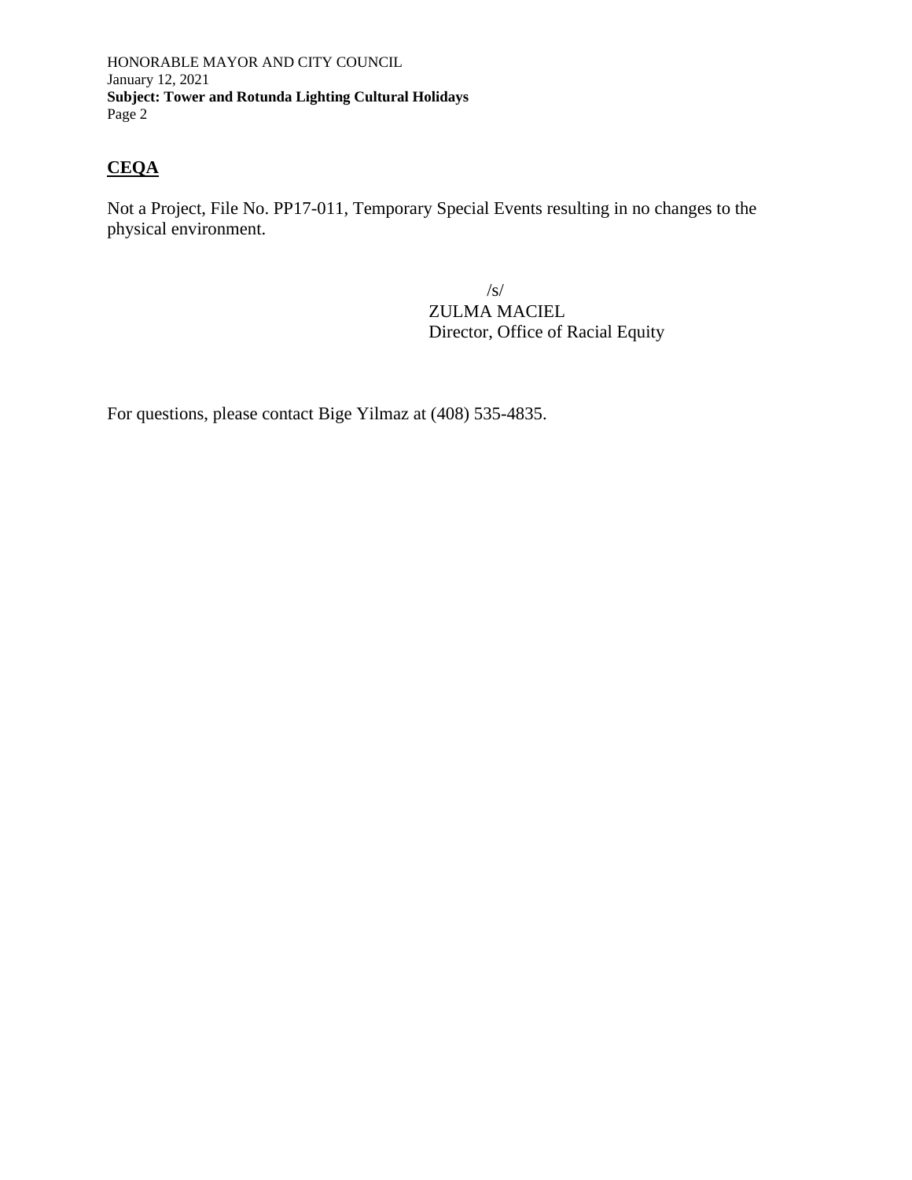## CEQA

Not a Project, File No. PP17-011, Temporary Special Events resulting in no changes to the physical environment.

/s/
ZULMA MACIEL
Director, Office of Racial Equity

For questions, please contact Bige Yilmaz at (408) 535-4835.